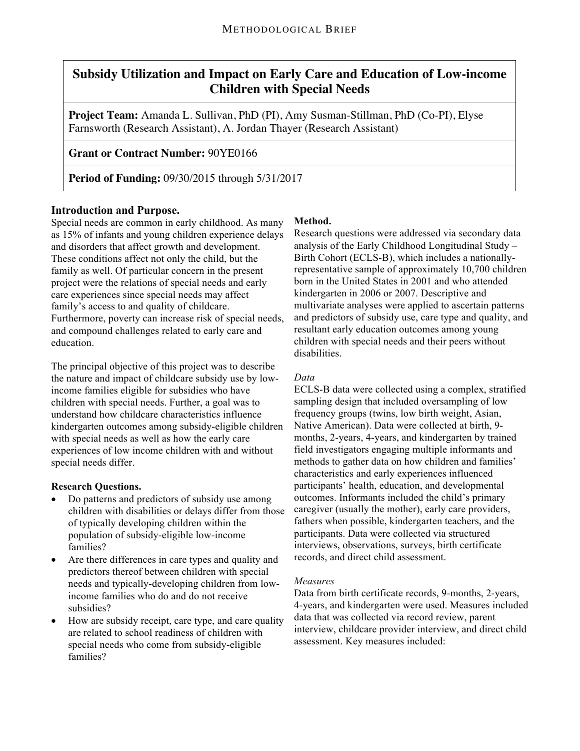Methodological Brief

# Subsidy Utilization and Impact on Early Care and Education of Low-income Children with Special Needs

**Project Team:** Amanda L. Sullivan, PhD (PI), Amy Susman-Stillman, PhD (Co-PI), Elyse Farnsworth (Research Assistant), A. Jordan Thayer (Research Assistant)

**Grant or Contract Number:** 90YE0166

**Period of Funding:** 09/30/2015 through 5/31/2017

## Introduction and Purpose.

Special needs are common in early childhood. As many as 15% of infants and young children experience delays and disorders that affect growth and development. These conditions affect not only the child, but the family as well. Of particular concern in the present project were the relations of special needs and early care experiences since special needs may affect family's access to and quality of childcare. Furthermore, poverty can increase risk of special needs, and compound challenges related to early care and education.

The principal objective of this project was to describe the nature and impact of childcare subsidy use by low-income families eligible for subsidies who have children with special needs. Further, a goal was to understand how childcare characteristics influence kindergarten outcomes among subsidy-eligible children with special needs as well as how the early care experiences of low income children with and without special needs differ.

### Research Questions.

- Do patterns and predictors of subsidy use among children with disabilities or delays differ from those of typically developing children within the population of subsidy-eligible low-income families?
- Are there differences in care types and quality and predictors thereof between children with special needs and typically-developing children from low-income families who do and do not receive subsidies?
- How are subsidy receipt, care type, and care quality are related to school readiness of children with special needs who come from subsidy-eligible families?

### Method.

Research questions were addressed via secondary data analysis of the Early Childhood Longitudinal Study – Birth Cohort (ECLS-B), which includes a nationally-representative sample of approximately 10,700 children born in the United States in 2001 and who attended kindergarten in 2006 or 2007. Descriptive and multivariate analyses were applied to ascertain patterns and predictors of subsidy use, care type and quality, and resultant early education outcomes among young children with special needs and their peers without disabilities.

*Data*

ECLS-B data were collected using a complex, stratified sampling design that included oversampling of low frequency groups (twins, low birth weight, Asian, Native American). Data were collected at birth, 9-months, 2-years, 4-years, and kindergarten by trained field investigators engaging multiple informants and methods to gather data on how children and families' characteristics and early experiences influenced participants' health, education, and developmental outcomes. Informants included the child's primary caregiver (usually the mother), early care providers, fathers when possible, kindergarten teachers, and the participants. Data were collected via structured interviews, observations, surveys, birth certificate records, and direct child assessment.

*Measures*

Data from birth certificate records, 9-months, 2-years, 4-years, and kindergarten were used. Measures included data that was collected via record review, parent interview, childcare provider interview, and direct child assessment. Key measures included: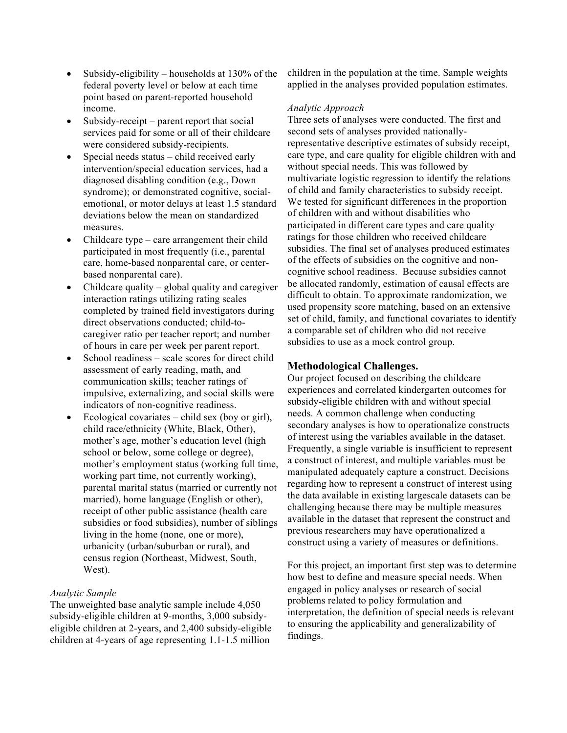- Subsidy-eligibility – households at 130% of the federal poverty level or below at each time point based on parent-reported household income.
- Subsidy-receipt – parent report that social services paid for some or all of their childcare were considered subsidy-recipients.
- Special needs status – child received early intervention/special education services, had a diagnosed disabling condition (e.g., Down syndrome); or demonstrated cognitive, social-emotional, or motor delays at least 1.5 standard deviations below the mean on standardized measures.
- Childcare type – care arrangement their child participated in most frequently (i.e., parental care, home-based nonparental care, or center-based nonparental care).
- Childcare quality – global quality and caregiver interaction ratings utilizing rating scales completed by trained field investigators during direct observations conducted; child-to-caregiver ratio per teacher report; and number of hours in care per week per parent report.
- School readiness – scale scores for direct child assessment of early reading, math, and communication skills; teacher ratings of impulsive, externalizing, and social skills were indicators of non-cognitive readiness.
- Ecological covariates – child sex (boy or girl), child race/ethnicity (White, Black, Other), mother's age, mother's education level (high school or below, some college or degree), mother's employment status (working full time, working part time, not currently working), parental marital status (married or currently not married), home language (English or other), receipt of other public assistance (health care subsidies or food subsidies), number of siblings living in the home (none, one or more), urbanicity (urban/suburban or rural), and census region (Northeast, Midwest, South, West).

*Analytic Sample*

The unweighted base analytic sample include 4,050 subsidy-eligible children at 9-months, 3,000 subsidy-eligible children at 2-years, and 2,400 subsidy-eligible children at 4-years of age representing 1.1-1.5 million children in the population at the time. Sample weights applied in the analyses provided population estimates.

*Analytic Approach*

Three sets of analyses were conducted. The first and second sets of analyses provided nationally-representative descriptive estimates of subsidy receipt, care type, and care quality for eligible children with and without special needs. This was followed by multivariate logistic regression to identify the relations of child and family characteristics to subsidy receipt. We tested for significant differences in the proportion of children with and without disabilities who participated in different care types and care quality ratings for those children who received childcare subsidies. The final set of analyses produced estimates of the effects of subsidies on the cognitive and non-cognitive school readiness. Because subsidies cannot be allocated randomly, estimation of causal effects are difficult to obtain. To approximate randomization, we used propensity score matching, based on an extensive set of child, family, and functional covariates to identify a comparable set of children who did not receive subsidies to use as a mock control group.

## Methodological Challenges.

Our project focused on describing the childcare experiences and correlated kindergarten outcomes for subsidy-eligible children with and without special needs. A common challenge when conducting secondary analyses is how to operationalize constructs of interest using the variables available in the dataset. Frequently, a single variable is insufficient to represent a construct of interest, and multiple variables must be manipulated adequately capture a construct. Decisions regarding how to represent a construct of interest using the data available in existing largescale datasets can be challenging because there may be multiple measures available in the dataset that represent the construct and previous researchers may have operationalized a construct using a variety of measures or definitions.

For this project, an important first step was to determine how best to define and measure special needs. When engaged in policy analyses or research of social problems related to policy formulation and interpretation, the definition of special needs is relevant to ensuring the applicability and generalizability of findings.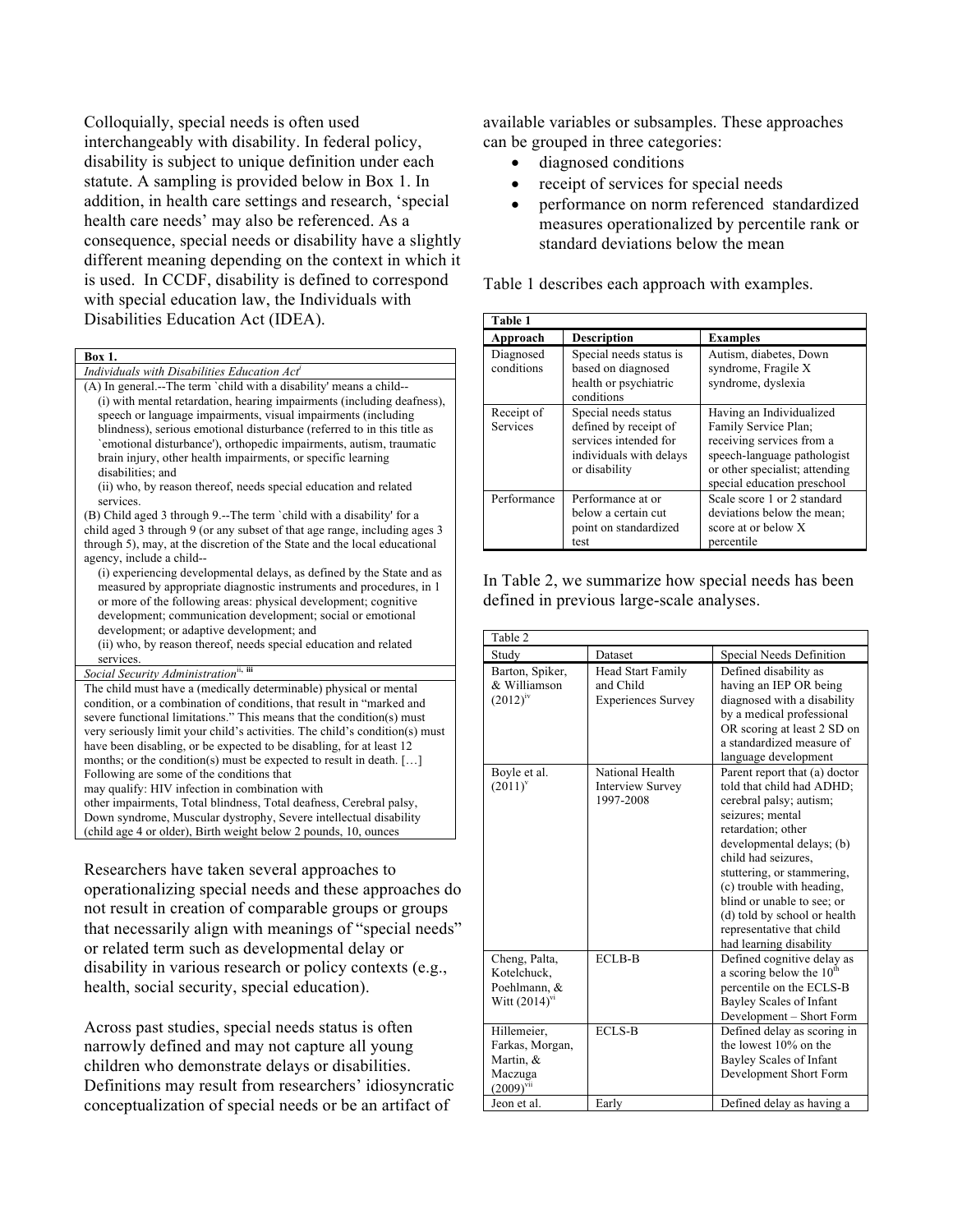Colloquially, special needs is often used interchangeably with disability. In federal policy, disability is subject to unique definition under each statute. A sampling is provided below in Box 1. In addition, in health care settings and research, 'special health care needs' may also be referenced. As a consequence, special needs or disability have a slightly different meaning depending on the context in which it is used. In CCDF, disability is defined to correspond with special education law, the Individuals with Disabilities Education Act (IDEA).

| Box 1. |
|---|
| *Individuals with Disabilities Education Act*[i] |
| (A) In general.--The term `child with a disability' means a child-- (i) with mental retardation, hearing impairments (including deafness), speech or language impairments, visual impairments (including blindness), serious emotional disturbance (referred to in this title as `emotional disturbance'), orthopedic impairments, autism, traumatic brain injury, other health impairments, or specific learning disabilities; and (ii) who, by reason thereof, needs special education and related services. (B) Child aged 3 through 9.--The term `child with a disability' for a child aged 3 through 9 (or any subset of that age range, including ages 3 through 5), may, at the discretion of the State and the local educational agency, include a child-- (i) experiencing developmental delays, as defined by the State and as measured by appropriate diagnostic instruments and procedures, in 1 or more of the following areas: physical development; cognitive development; communication development; social or emotional development; or adaptive development; and (ii) who, by reason thereof, needs special education and related services. |
| *Social Security Administration*[ii, iii] |
| The child must have a (medically determinable) physical or mental condition, or a combination of conditions, that result in "marked and severe functional limitations." This means that the condition(s) must very seriously limit your child's activities. The child's condition(s) must have been disabling, or be expected to be disabling, for at least 12 months; or the condition(s) must be expected to result in death. […] Following are some of the conditions that may qualify: HIV infection in combination with other impairments, Total blindness, Total deafness, Cerebral palsy, Down syndrome, Muscular dystrophy, Severe intellectual disability (child age 4 or older), Birth weight below 2 pounds, 10, ounces |

Researchers have taken several approaches to operationalizing special needs and these approaches do not result in creation of comparable groups or groups that necessarily align with meanings of "special needs" or related term such as developmental delay or disability in various research or policy contexts (e.g., health, social security, special education).

Across past studies, special needs status is often narrowly defined and may not capture all young children who demonstrate delays or disabilities. Definitions may result from researchers' idiosyncratic conceptualization of special needs or be an artifact of available variables or subsamples. These approaches can be grouped in three categories:

- diagnosed conditions
- receipt of services for special needs
- performance on norm referenced standardized measures operationalized by percentile rank or standard deviations below the mean

Table 1 describes each approach with examples.

| Table 1 | | |
|---|---|---|
| **Approach** | **Description** | **Examples** |
| Diagnosed conditions | Special needs status is based on diagnosed health or psychiatric conditions | Autism, diabetes, Down syndrome, Fragile X syndrome, dyslexia |
| Receipt of Services | Special needs status defined by receipt of services intended for individuals with delays or disability | Having an Individualized Family Service Plan; receiving services from a speech-language pathologist or other specialist; attending special education preschool |
| Performance | Performance at or below a certain cut point on standardized test | Scale score 1 or 2 standard deviations below the mean; score at or below X percentile |

In Table 2, we summarize how special needs has been defined in previous large-scale analyses.

| Table 2 | | |
|---|---|---|
| Study | Dataset | Special Needs Definition |
| Barton, Spiker, & Williamson (2012)[iv] | Head Start Family and Child Experiences Survey | Defined disability as having an IEP OR being diagnosed with a disability by a medical professional OR scoring at least 2 SD on a standardized measure of language development |
| Boyle et al. (2011)[v] | National Health Interview Survey 1997-2008 | Parent report that (a) doctor told that child had ADHD; cerebral palsy; autism; seizures; mental retardation; other developmental delays; (b) child had seizures, stuttering, or stammering, (c) trouble with heading, blind or unable to see; or (d) told by school or health representative that child had learning disability |
| Cheng, Palta, Kotelchuck, Poehlmann, & Witt (2014)[vi] | ECLB-B | Defined cognitive delay as a scoring below the 10th percentile on the ECLS-B Bayley Scales of Infant Development – Short Form |
| Hillemeier, Farkas, Morgan, Martin, & Maczuga (2009)[vii] | ECLS-B | Defined delay as scoring in the lowest 10% on the Bayley Scales of Infant Development Short Form |
| Jeon et al. | Early | Defined delay as having a |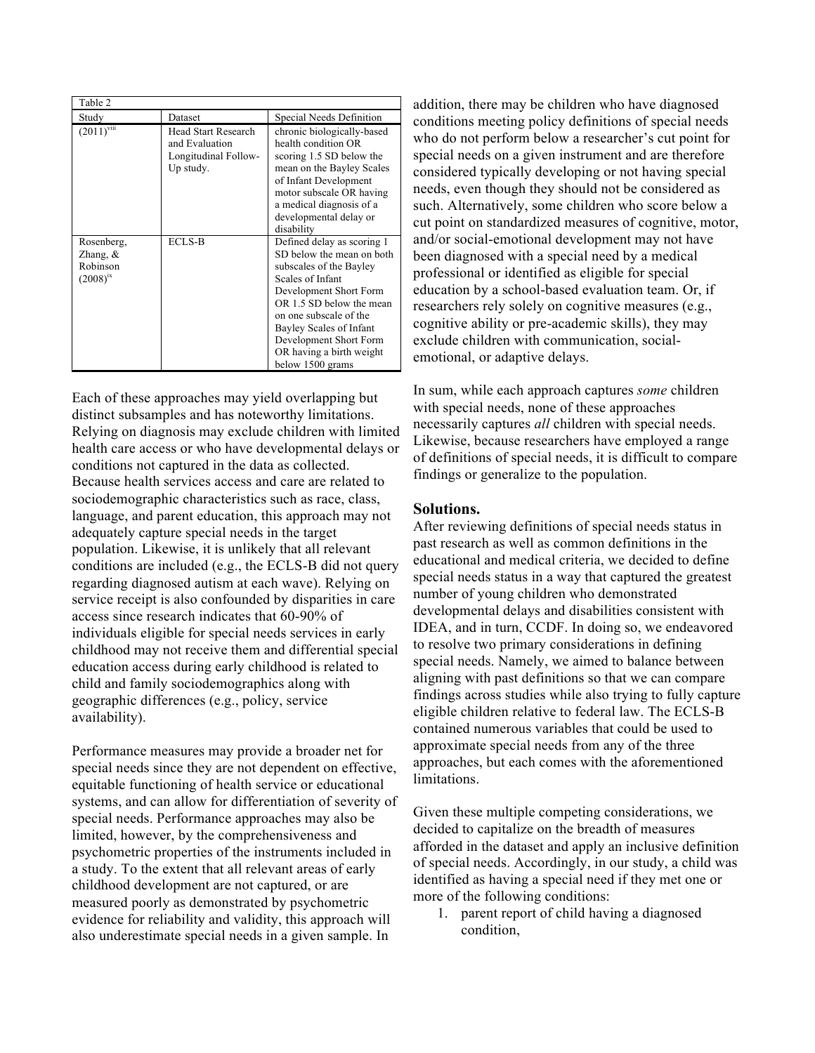| Table 2 | | |
|---|---|---|
| Study | Dataset | Special Needs Definition |
| (2011)[viii] | Head Start Research and Evaluation Longitudinal Follow-Up study. | chronic biologically-based health condition OR scoring 1.5 SD below the mean on the Bayley Scales of Infant Development motor subscale OR having a medical diagnosis of a developmental delay or disability |
| Rosenberg, Zhang, & Robinson (2008)[ix] | ECLS-B | Defined delay as scoring 1 SD below the mean on both subscales of the Bayley Scales of Infant Development Short Form OR 1.5 SD below the mean on one subscale of the Bayley Scales of Infant Development Short Form OR having a birth weight below 1500 grams |

Each of these approaches may yield overlapping but distinct subsamples and has noteworthy limitations. Relying on diagnosis may exclude children with limited health care access or who have developmental delays or conditions not captured in the data as collected. Because health services access and care are related to sociodemographic characteristics such as race, class, language, and parent education, this approach may not adequately capture special needs in the target population. Likewise, it is unlikely that all relevant conditions are included (e.g., the ECLS-B did not query regarding diagnosed autism at each wave). Relying on service receipt is also confounded by disparities in care access since research indicates that 60-90% of individuals eligible for special needs services in early childhood may not receive them and differential special education access during early childhood is related to child and family sociodemographics along with geographic differences (e.g., policy, service availability).

Performance measures may provide a broader net for special needs since they are not dependent on effective, equitable functioning of health service or educational systems, and can allow for differentiation of severity of special needs. Performance approaches may also be limited, however, by the comprehensiveness and psychometric properties of the instruments included in a study. To the extent that all relevant areas of early childhood development are not captured, or are measured poorly as demonstrated by psychometric evidence for reliability and validity, this approach will also underestimate special needs in a given sample. In addition, there may be children who have diagnosed conditions meeting policy definitions of special needs who do not perform below a researcher's cut point for special needs on a given instrument and are therefore considered typically developing or not having special needs, even though they should not be considered as such. Alternatively, some children who score below a cut point on standardized measures of cognitive, motor, and/or social-emotional development may not have been diagnosed with a special need by a medical professional or identified as eligible for special education by a school-based evaluation team. Or, if researchers rely solely on cognitive measures (e.g., cognitive ability or pre-academic skills), they may exclude children with communication, social-emotional, or adaptive delays.

In sum, while each approach captures *some* children with special needs, none of these approaches necessarily captures *all* children with special needs. Likewise, because researchers have employed a range of definitions of special needs, it is difficult to compare findings or generalize to the population.

### Solutions.

After reviewing definitions of special needs status in past research as well as common definitions in the educational and medical criteria, we decided to define special needs status in a way that captured the greatest number of young children who demonstrated developmental delays and disabilities consistent with IDEA, and in turn, CCDF. In doing so, we endeavored to resolve two primary considerations in defining special needs. Namely, we aimed to balance between aligning with past definitions so that we can compare findings across studies while also trying to fully capture eligible children relative to federal law. The ECLS-B contained numerous variables that could be used to approximate special needs from any of the three approaches, but each comes with the aforementioned limitations.

Given these multiple competing considerations, we decided to capitalize on the breadth of measures afforded in the dataset and apply an inclusive definition of special needs. Accordingly, in our study, a child was identified as having a special need if they met one or more of the following conditions:

1. parent report of child having a diagnosed condition,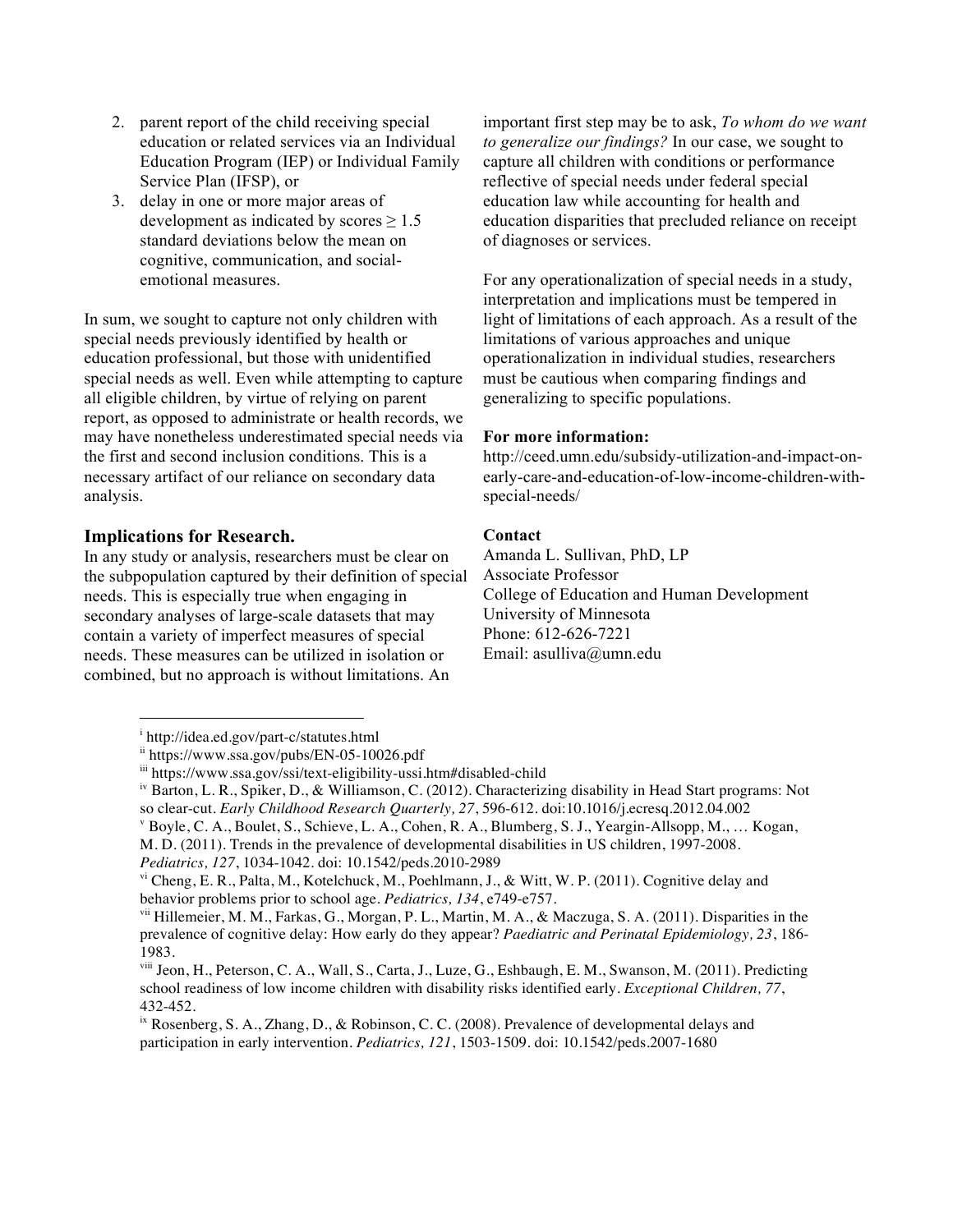2. parent report of the child receiving special education or related services via an Individual Education Program (IEP) or Individual Family Service Plan (IFSP), or
3. delay in one or more major areas of development as indicated by scores ≥ 1.5 standard deviations below the mean on cognitive, communication, and social-emotional measures.

In sum, we sought to capture not only children with special needs previously identified by health or education professional, but those with unidentified special needs as well. Even while attempting to capture all eligible children, by virtue of relying on parent report, as opposed to administrate or health records, we may have nonetheless underestimated special needs via the first and second inclusion conditions. This is a necessary artifact of our reliance on secondary data analysis.

### Implications for Research.

In any study or analysis, researchers must be clear on the subpopulation captured by their definition of special needs. This is especially true when engaging in secondary analyses of large-scale datasets that may contain a variety of imperfect measures of special needs. These measures can be utilized in isolation or combined, but no approach is without limitations. An important first step may be to ask, *To whom do we want to generalize our findings?* In our case, we sought to capture all children with conditions or performance reflective of special needs under federal special education law while accounting for health and education disparities that precluded reliance on receipt of diagnoses or services.

For any operationalization of special needs in a study, interpretation and implications must be tempered in light of limitations of each approach. As a result of the limitations of various approaches and unique operationalization in individual studies, researchers must be cautious when comparing findings and generalizing to specific populations.

**For more information:**
http://ceed.umn.edu/subsidy-utilization-and-impact-on-early-care-and-education-of-low-income-children-with-special-needs/

**Contact**
Amanda L. Sullivan, PhD, LP
Associate Professor
College of Education and Human Development
University of Minnesota
Phone: 612-626-7221
Email: asulliva@umn.edu

---

[i] http://idea.ed.gov/part-c/statutes.html

[ii] https://www.ssa.gov/pubs/EN-05-10026.pdf

[iii] https://www.ssa.gov/ssi/text-eligibility-ussi.htm#disabled-child

[iv] Barton, L. R., Spiker, D., & Williamson, C. (2012). Characterizing disability in Head Start programs: Not so clear-cut. *Early Childhood Research Quarterly, 27*, 596-612. doi:10.1016/j.ecresq.2012.04.002

[v] Boyle, C. A., Boulet, S., Schieve, L. A., Cohen, R. A., Blumberg, S. J., Yeargin-Allsopp, M., … Kogan, M. D. (2011). Trends in the prevalence of developmental disabilities in US children, 1997-2008. *Pediatrics, 127*, 1034-1042. doi: 10.1542/peds.2010-2989

[vi] Cheng, E. R., Palta, M., Kotelchuck, M., Poehlmann, J., & Witt, W. P. (2011). Cognitive delay and behavior problems prior to school age. *Pediatrics, 134*, e749-e757.

[vii] Hillemeier, M. M., Farkas, G., Morgan, P. L., Martin, M. A., & Maczuga, S. A. (2011). Disparities in the prevalence of cognitive delay: How early do they appear? *Paediatric and Perinatal Epidemiology, 23*, 186-1983.

[viii] Jeon, H., Peterson, C. A., Wall, S., Carta, J., Luze, G., Eshbaugh, E. M., Swanson, M. (2011). Predicting school readiness of low income children with disability risks identified early. *Exceptional Children, 77*, 432-452.

[ix] Rosenberg, S. A., Zhang, D., & Robinson, C. C. (2008). Prevalence of developmental delays and participation in early intervention. *Pediatrics, 121*, 1503-1509. doi: 10.1542/peds.2007-1680